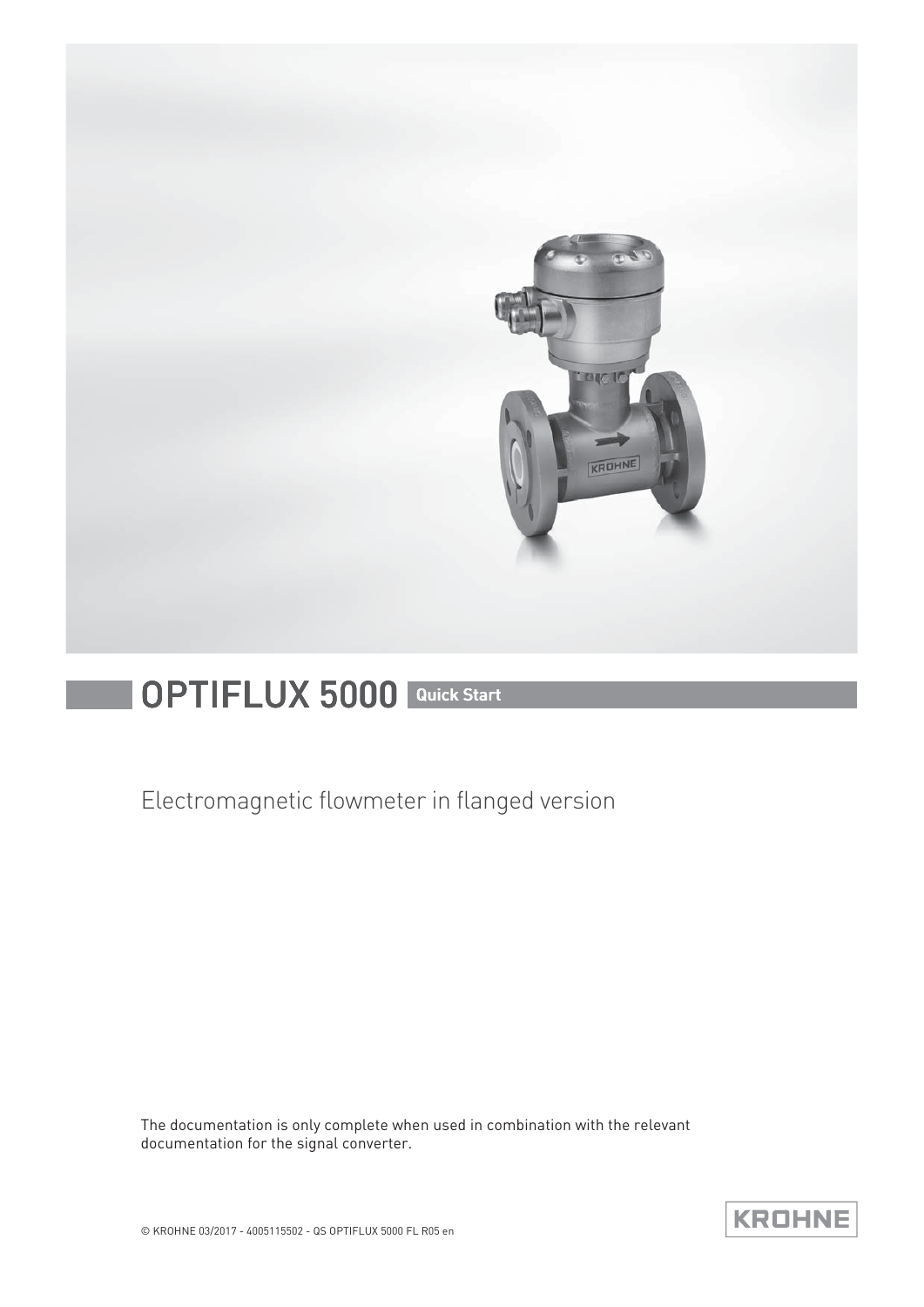# OPTIFLUX 5000 Quick Start

Electromagnetic flowmeter in flanged version

The documentation is only complete when used in combination with the relevant documentation for the signal converter.

© KROHNE 03/2017 - 4005115502 - QS OPTIFLUX 5000 FL R05 en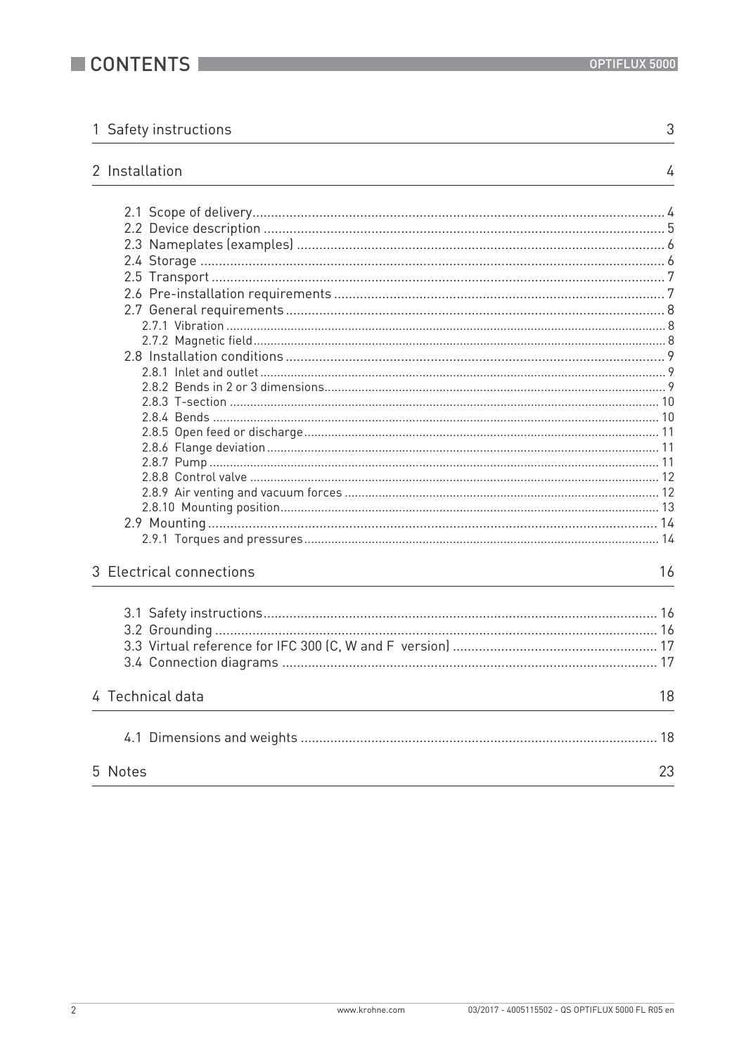# CONTENTS

| | |
|---|---|
| 1 Safety instructions | 3 |
| 2 Installation | 4 |
| 2.1 Scope of delivery | 4 |
| 2.2 Device description | 5 |
| 2.3 Nameplates (examples) | 6 |
| 2.4 Storage | 6 |
| 2.5 Transport | 7 |
| 2.6 Pre-installation requirements | 7 |
| 2.7 General requirements | 8 |
| 2.7.1 Vibration | 8 |
| 2.7.2 Magnetic field | 8 |
| 2.8 Installation conditions | 9 |
| 2.8.1 Inlet and outlet | 9 |
| 2.8.2 Bends in 2 or 3 dimensions | 9 |
| 2.8.3 T-section | 10 |
| 2.8.4 Bends | 10 |
| 2.8.5 Open feed or discharge | 11 |
| 2.8.6 Flange deviation | 11 |
| 2.8.7 Pump | 11 |
| 2.8.8 Control valve | 12 |
| 2.8.9 Air venting and vacuum forces | 12 |
| 2.8.10 Mounting position | 13 |
| 2.9 Mounting | 14 |
| 2.9.1 Torques and pressures | 14 |
| 3 Electrical connections | 16 |
| 3.1 Safety instructions | 16 |
| 3.2 Grounding | 16 |
| 3.3 Virtual reference for IFC 300 (C, W and F version) | 17 |
| 3.4 Connection diagrams | 17 |
| 4 Technical data | 18 |
| 4.1 Dimensions and weights | 18 |
| 5 Notes | 23 |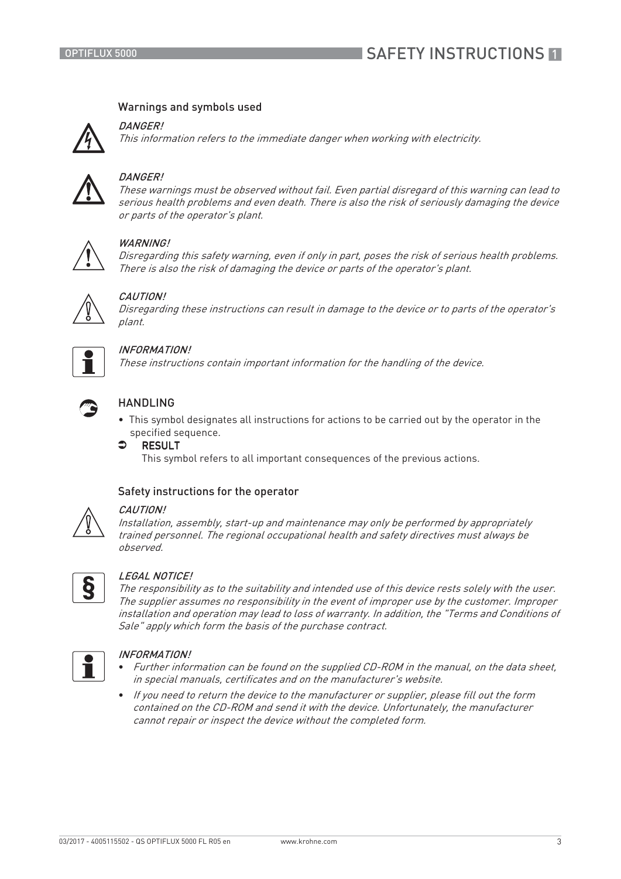### Warnings and symbols used

*DANGER!*
*This information refers to the immediate danger when working with electricity.*

*DANGER!*
*These warnings must be observed without fail. Even partial disregard of this warning can lead to serious health problems and even death. There is also the risk of seriously damaging the device or parts of the operator's plant.*

*WARNING!*
*Disregarding this safety warning, even if only in part, poses the risk of serious health problems. There is also the risk of damaging the device or parts of the operator's plant.*

*CAUTION!*
*Disregarding these instructions can result in damage to the device or to parts of the operator's plant.*

*INFORMATION!*
*These instructions contain important information for the handling of the device.*

HANDLING

- This symbol designates all instructions for actions to be carried out by the operator in the specified sequence.

➲ **RESULT**
This symbol refers to all important consequences of the previous actions.

### Safety instructions for the operator

*CAUTION!*
*Installation, assembly, start-up and maintenance may only be performed by appropriately trained personnel. The regional occupational health and safety directives must always be observed.*

*LEGAL NOTICE!*
*The responsibility as to the suitability and intended use of this device rests solely with the user. The supplier assumes no responsibility in the event of improper use by the customer. Improper installation and operation may lead to loss of warranty. In addition, the "Terms and Conditions of Sale" apply which form the basis of the purchase contract.*

*INFORMATION!*

- *Further information can be found on the supplied CD-ROM in the manual, on the data sheet, in special manuals, certificates and on the manufacturer's website.*
- *If you need to return the device to the manufacturer or supplier, please fill out the form contained on the CD-ROM and send it with the device. Unfortunately, the manufacturer cannot repair or inspect the device without the completed form.*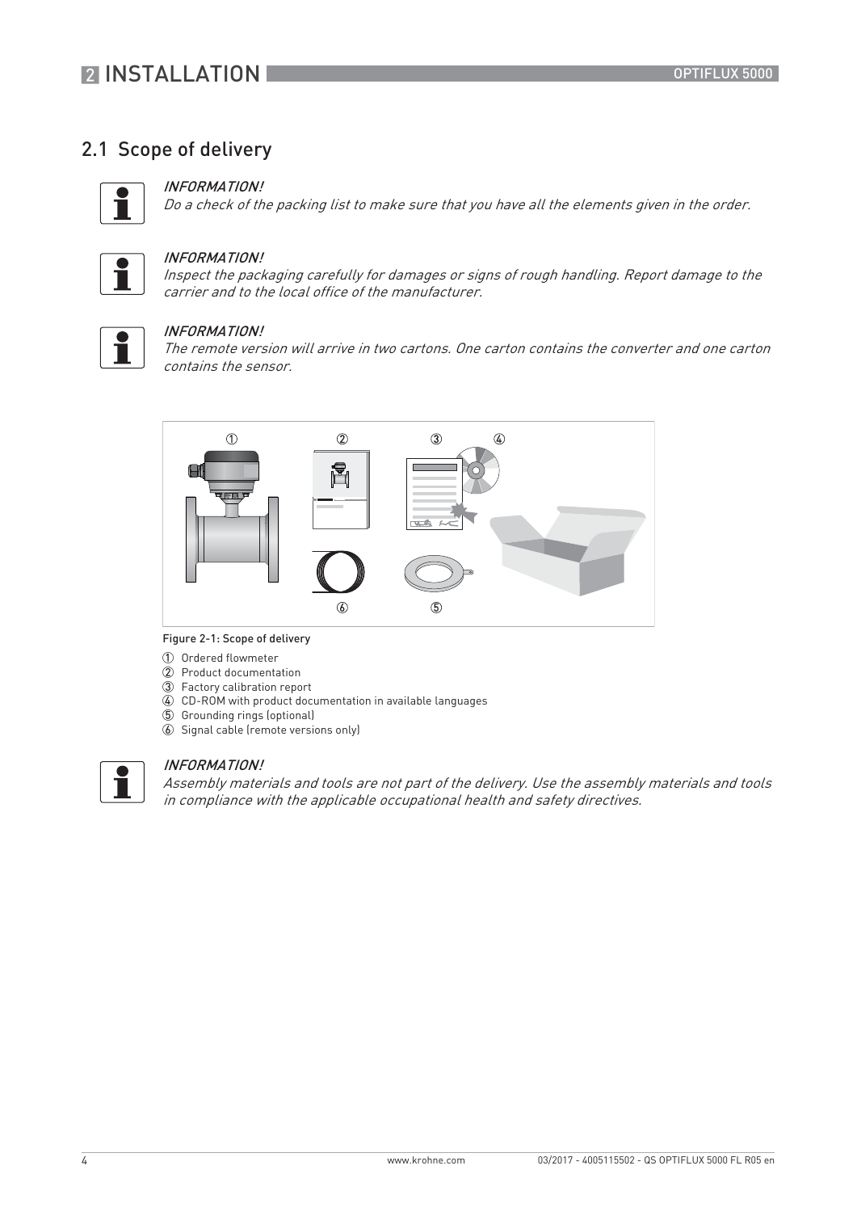## 2.1 Scope of delivery

*INFORMATION!*
*Do a check of the packing list to make sure that you have all the elements given in the order.*

*INFORMATION!*
*Inspect the packaging carefully for damages or signs of rough handling. Report damage to the carrier and to the local office of the manufacturer.*

*INFORMATION!*
*The remote version will arrive in two cartons. One carton contains the converter and one carton contains the sensor.*

Figure 2-1: Scope of delivery

1. Ordered flowmeter
2. Product documentation
3. Factory calibration report
4. CD-ROM with product documentation in available languages
5. Grounding rings (optional)
6. Signal cable (remote versions only)

*INFORMATION!*
*Assembly materials and tools are not part of the delivery. Use the assembly materials and tools in compliance with the applicable occupational health and safety directives.*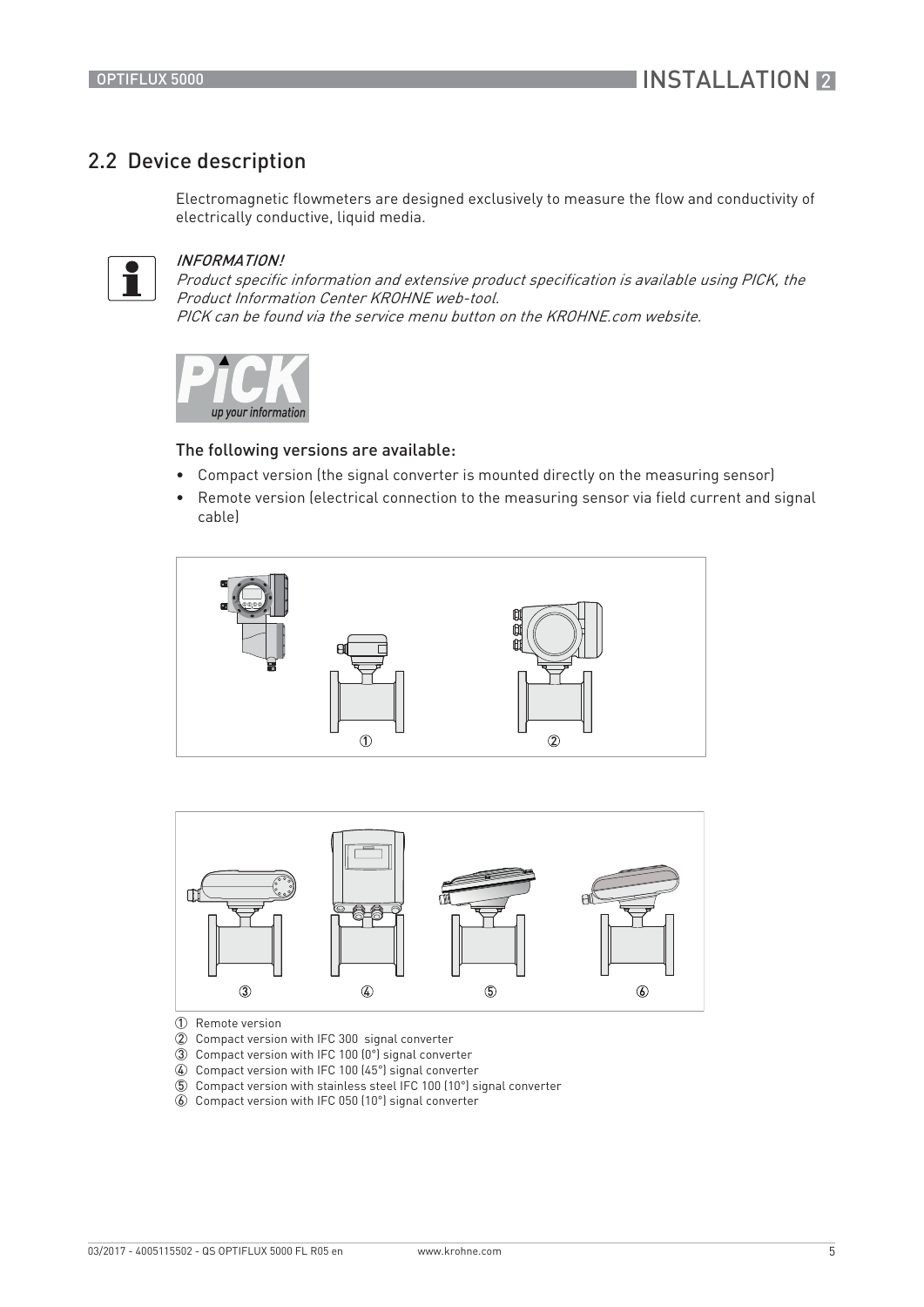## 2.2 Device description

Electromagnetic flowmeters are designed exclusively to measure the flow and conductivity of electrically conductive, liquid media.

*INFORMATION!*
*Product specific information and extensive product specification is available using PICK, the Product Information Center KROHNE web-tool.*
*PICK can be found via the service menu button on the KROHNE.com website.*

### The following versions are available:

- Compact version (the signal converter is mounted directly on the measuring sensor)
- Remote version (electrical connection to the measuring sensor via field current and signal cable)

① Remote version
② Compact version with IFC 300 signal converter
③ Compact version with IFC 100 (0°) signal converter
④ Compact version with IFC 100 (45°) signal converter
⑤ Compact version with stainless steel IFC 100 (10°) signal converter
⑥ Compact version with IFC 050 (10°) signal converter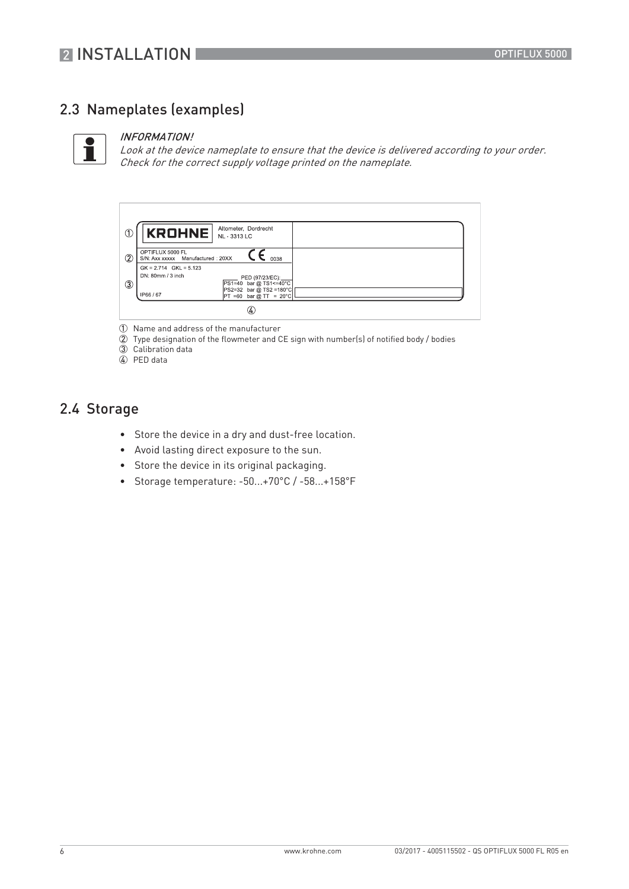## 2.3 Nameplates (examples)

*INFORMATION!*
*Look at the device nameplate to ensure that the device is delivered according to your order.*
*Check for the correct supply voltage printed on the nameplate.*

① KROHNE Altometer, Dordrecht NL - 3313 LC

② OPTIFLUX 5000 FL S/N: Axx xxxxx Manufactured : 20XX CE 0038

③ GK = 2.714 GKL = 5.123 DN: 80mm / 3 inch IP66 / 67

④ PED (97/23/EC): PS1=40 bar @ TS1<=40°C PS2=32 bar @ TS2 =180°C PT =60 bar @ TT = 20°C

① Name and address of the manufacturer
② Type designation of the flowmeter and CE sign with number(s) of notified body / bodies
③ Calibration data
④ PED data

## 2.4 Storage

- Store the device in a dry and dust-free location.
- Avoid lasting direct exposure to the sun.
- Store the device in its original packaging.
- Storage temperature: -50...+70°C / -58...+158°F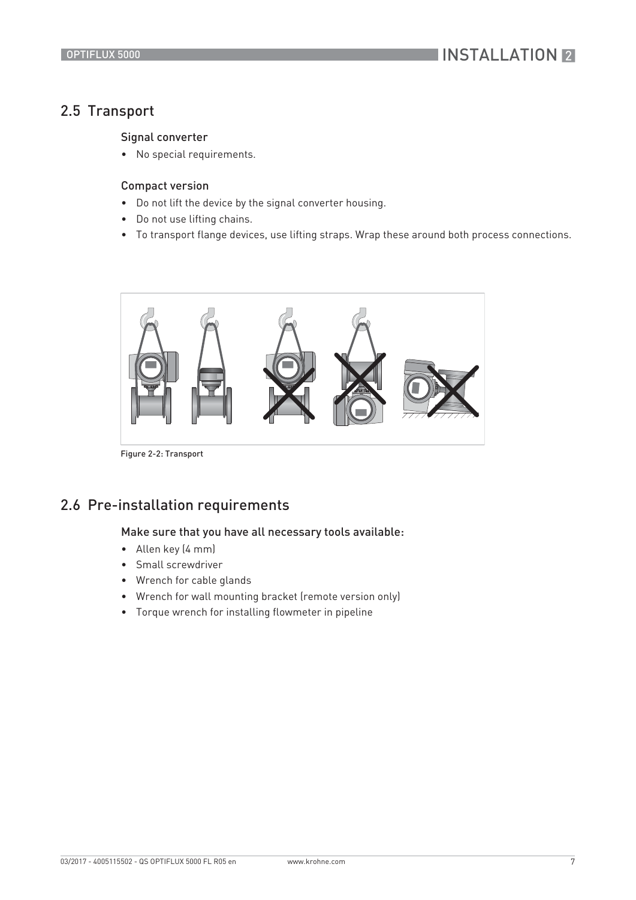## 2.5 Transport

### Signal converter

- No special requirements.

### Compact version

- Do not lift the device by the signal converter housing.
- Do not use lifting chains.
- To transport flange devices, use lifting straps. Wrap these around both process connections.

Figure 2-2: Transport

## 2.6 Pre-installation requirements

### Make sure that you have all necessary tools available:

- Allen key (4 mm)
- Small screwdriver
- Wrench for cable glands
- Wrench for wall mounting bracket (remote version only)
- Torque wrench for installing flowmeter in pipeline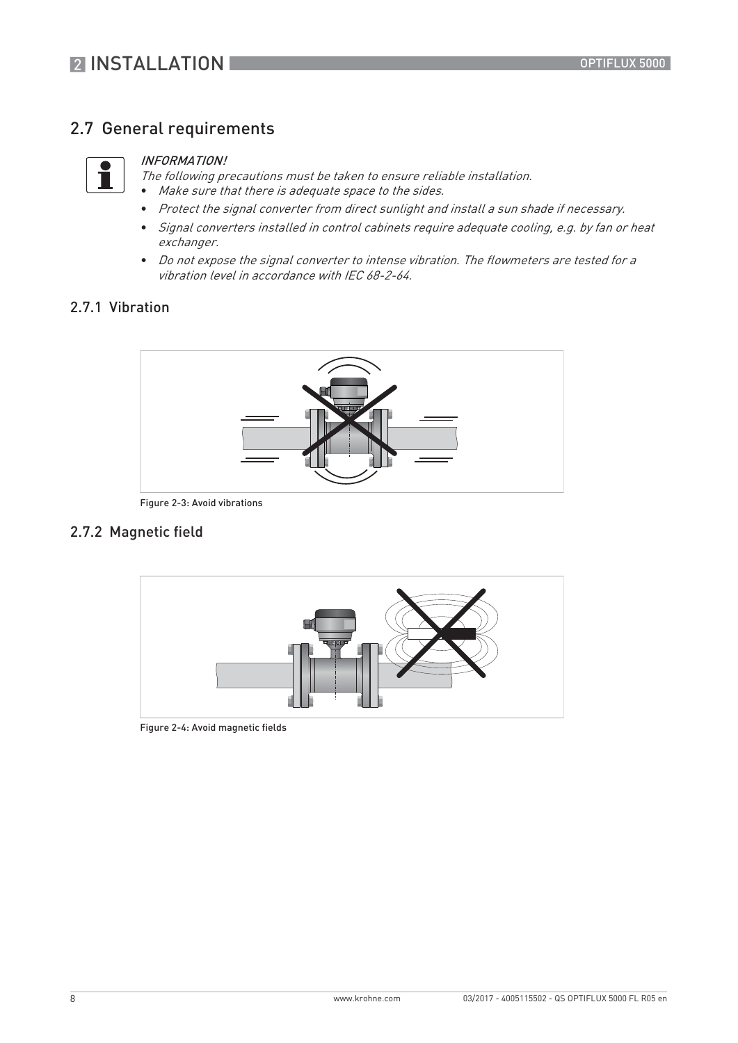## 2.7 General requirements

*INFORMATION!*

*The following precautions must be taken to ensure reliable installation.*

- *Make sure that there is adequate space to the sides.*
- *Protect the signal converter from direct sunlight and install a sun shade if necessary.*
- *Signal converters installed in control cabinets require adequate cooling, e.g. by fan or heat exchanger.*
- *Do not expose the signal converter to intense vibration. The flowmeters are tested for a vibration level in accordance with IEC 68-2-64.*

### 2.7.1 Vibration

Figure 2-3: Avoid vibrations

### 2.7.2 Magnetic field

Figure 2-4: Avoid magnetic fields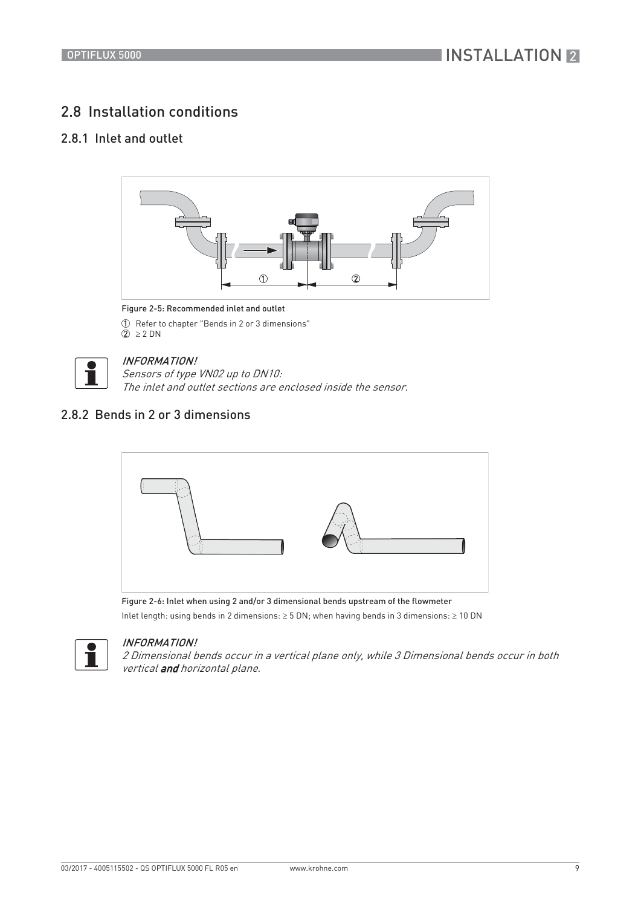## 2.8 Installation conditions

### 2.8.1 Inlet and outlet

Figure 2-5: Recommended inlet and outlet

① Refer to chapter "Bends in 2 or 3 dimensions"
② ≥ 2 DN

*INFORMATION!*
*Sensors of type VN02 up to DN10:*
*The inlet and outlet sections are enclosed inside the sensor.*

### 2.8.2 Bends in 2 or 3 dimensions

Figure 2-6: Inlet when using 2 and/or 3 dimensional bends upstream of the flowmeter

Inlet length: using bends in 2 dimensions: ≥ 5 DN; when having bends in 3 dimensions: ≥ 10 DN

*INFORMATION!*
*2 Dimensional bends occur in a vertical plane only, while 3 Dimensional bends occur in both vertical* ***and*** *horizontal plane.*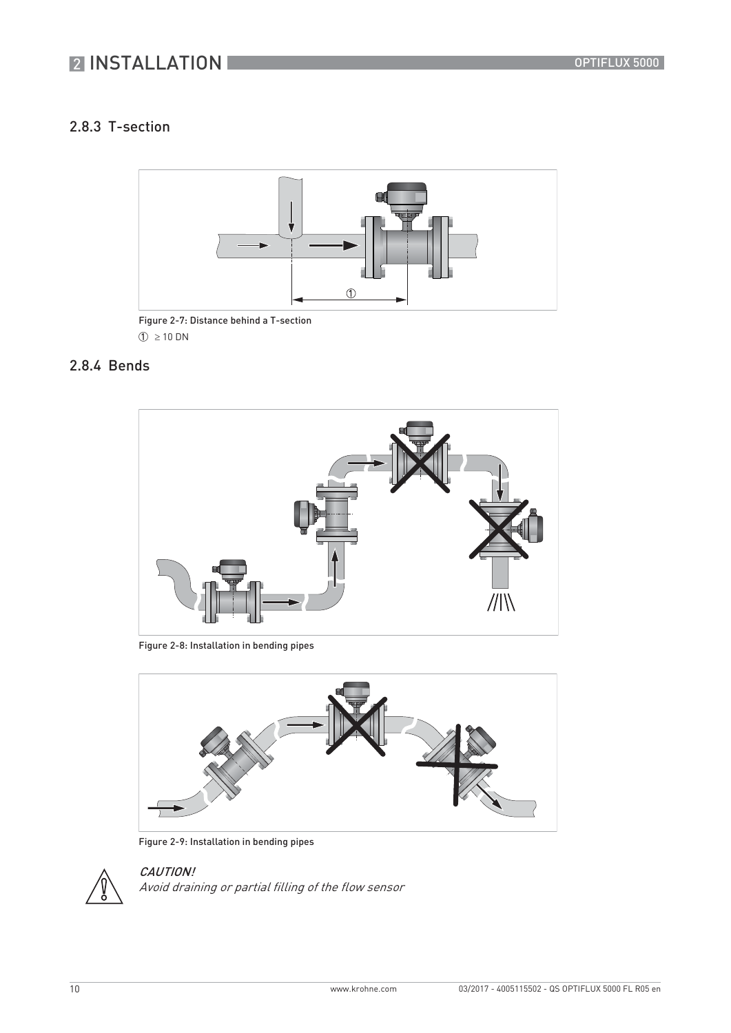### 2.8.3 T-section

Figure 2-7: Distance behind a T-section

① ≥ 10 DN

### 2.8.4 Bends

Figure 2-8: Installation in bending pipes

Figure 2-9: Installation in bending pipes

*CAUTION!*

*Avoid draining or partial filling of the flow sensor*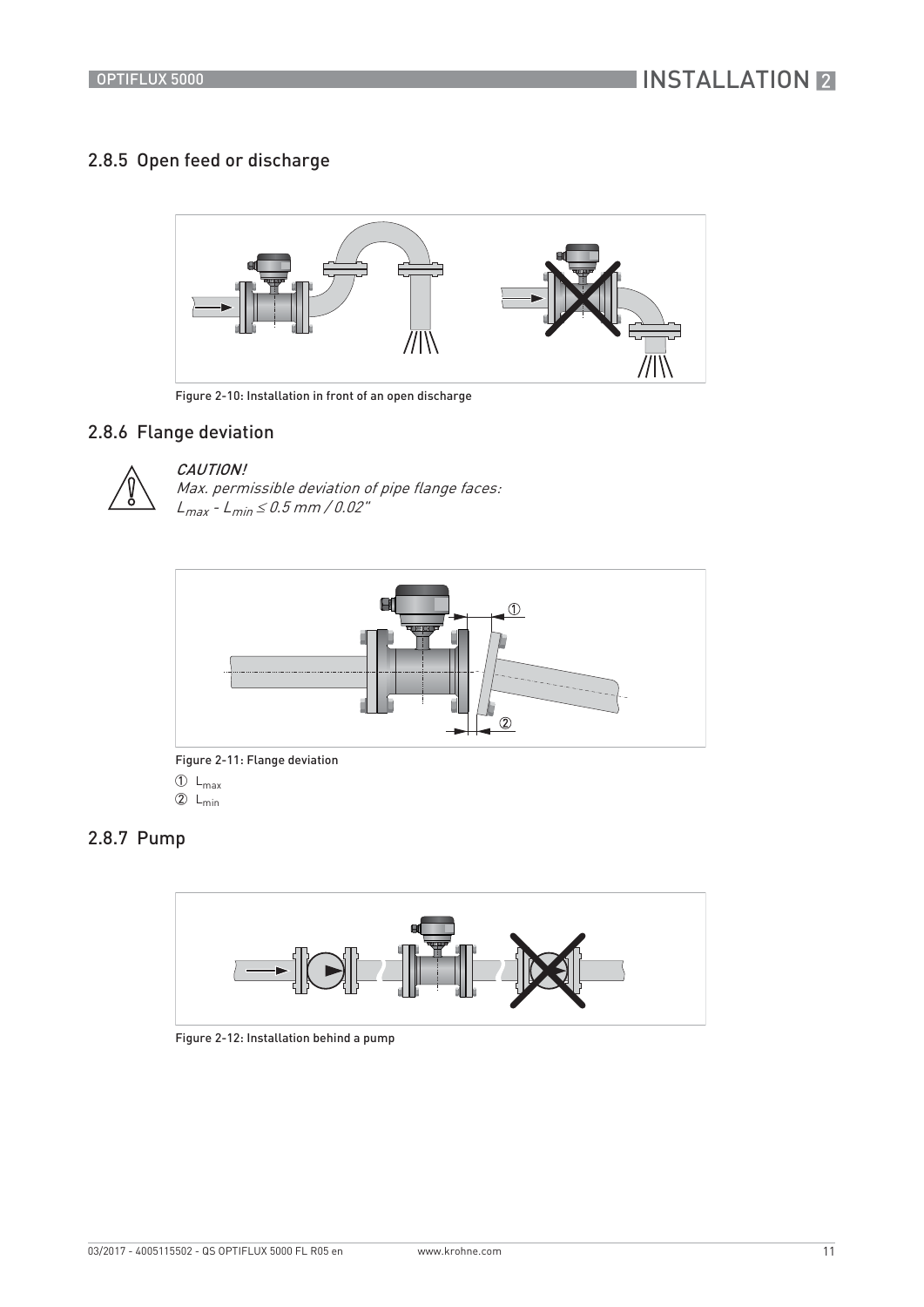### 2.8.5 Open feed or discharge

Figure 2-10: Installation in front of an open discharge

### 2.8.6 Flange deviation

*CAUTION!*
*Max. permissible deviation of pipe flange faces:*
*$L_{max} - L_{min} \leq 0.5$ mm / 0.02"*

Figure 2-11: Flange deviation

① $L_{max}$
② $L_{min}$

### 2.8.7 Pump

Figure 2-12: Installation behind a pump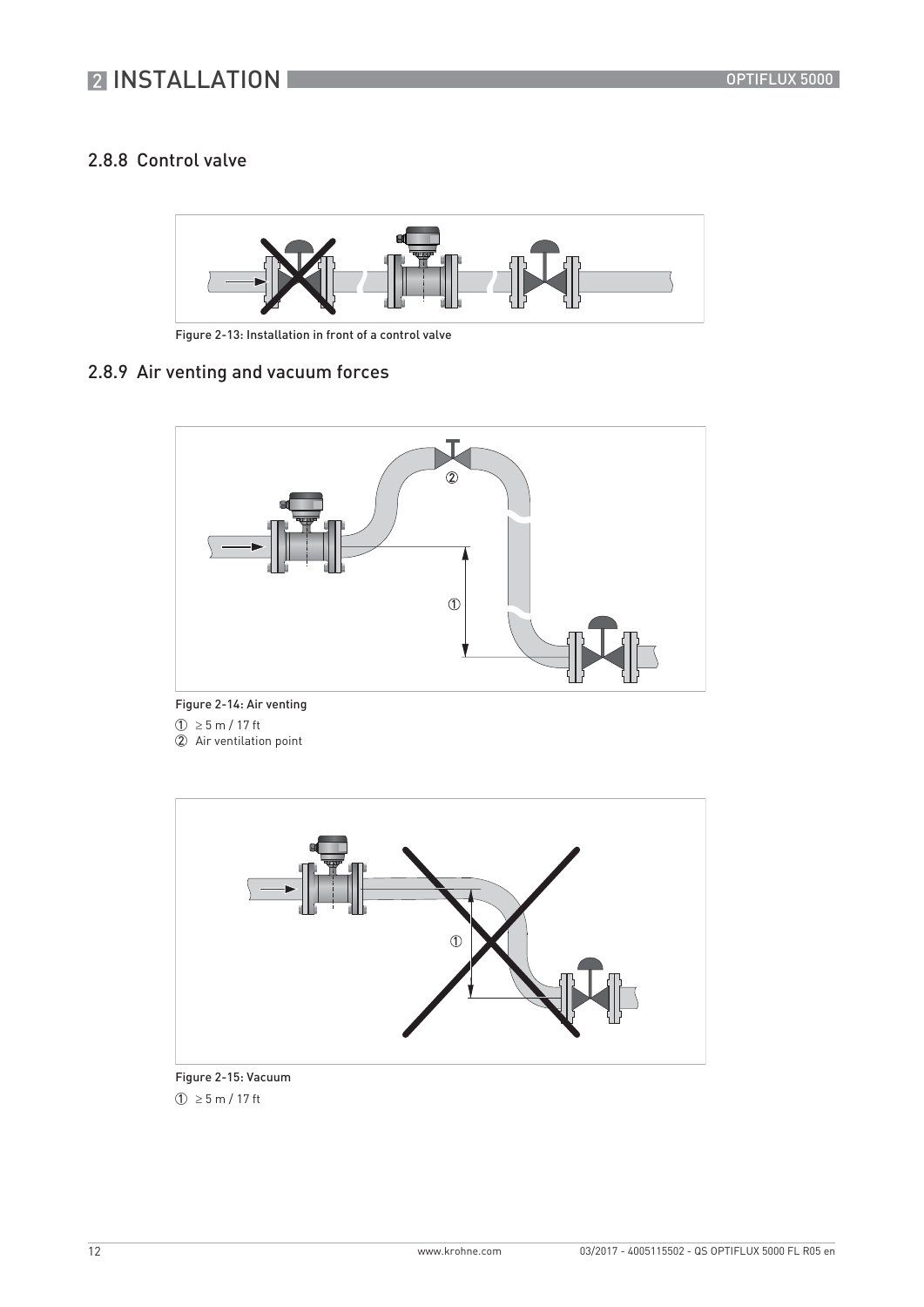### 2.8.8 Control valve

Figure 2-13: Installation in front of a control valve

### 2.8.9 Air venting and vacuum forces

Figure 2-14: Air venting

① ≥ 5 m / 17 ft
② Air ventilation point

Figure 2-15: Vacuum

① ≥ 5 m / 17 ft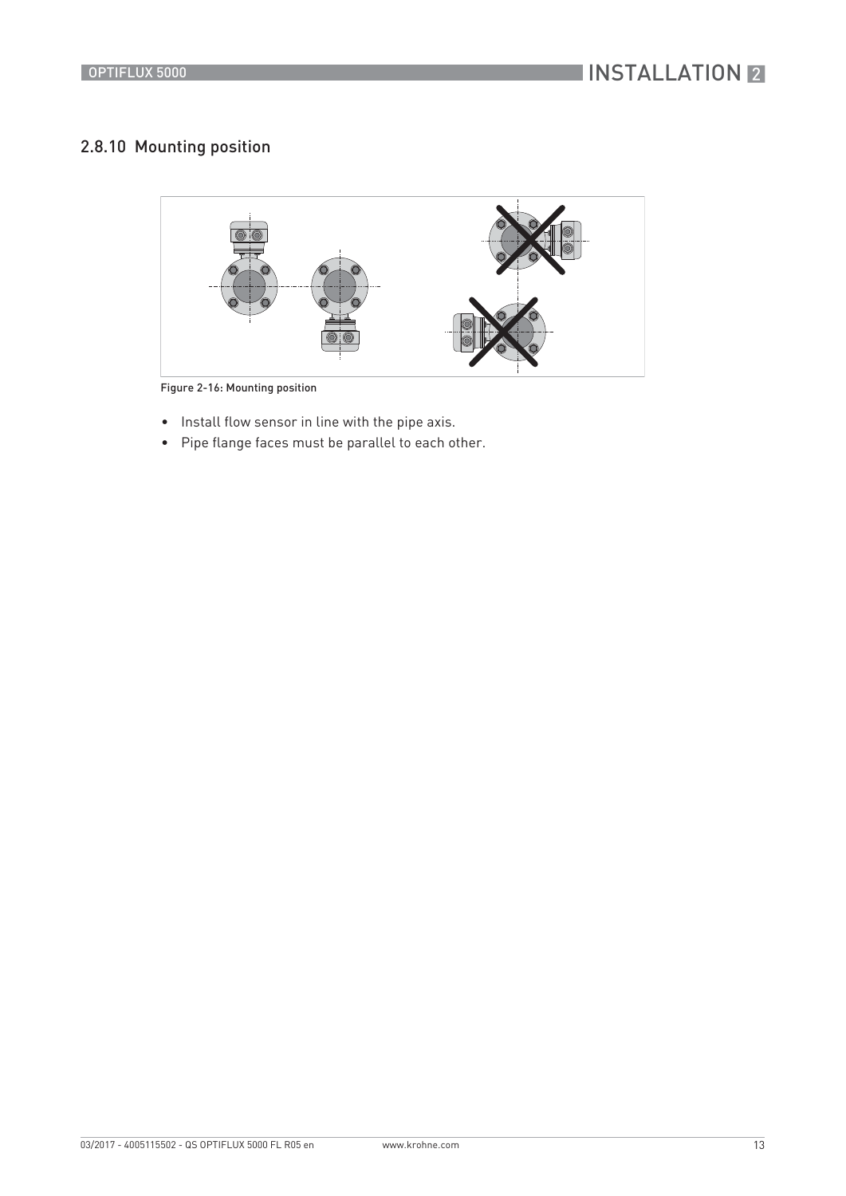## 2.8.10 Mounting position

Figure 2-16: Mounting position

- Install flow sensor in line with the pipe axis.
- Pipe flange faces must be parallel to each other.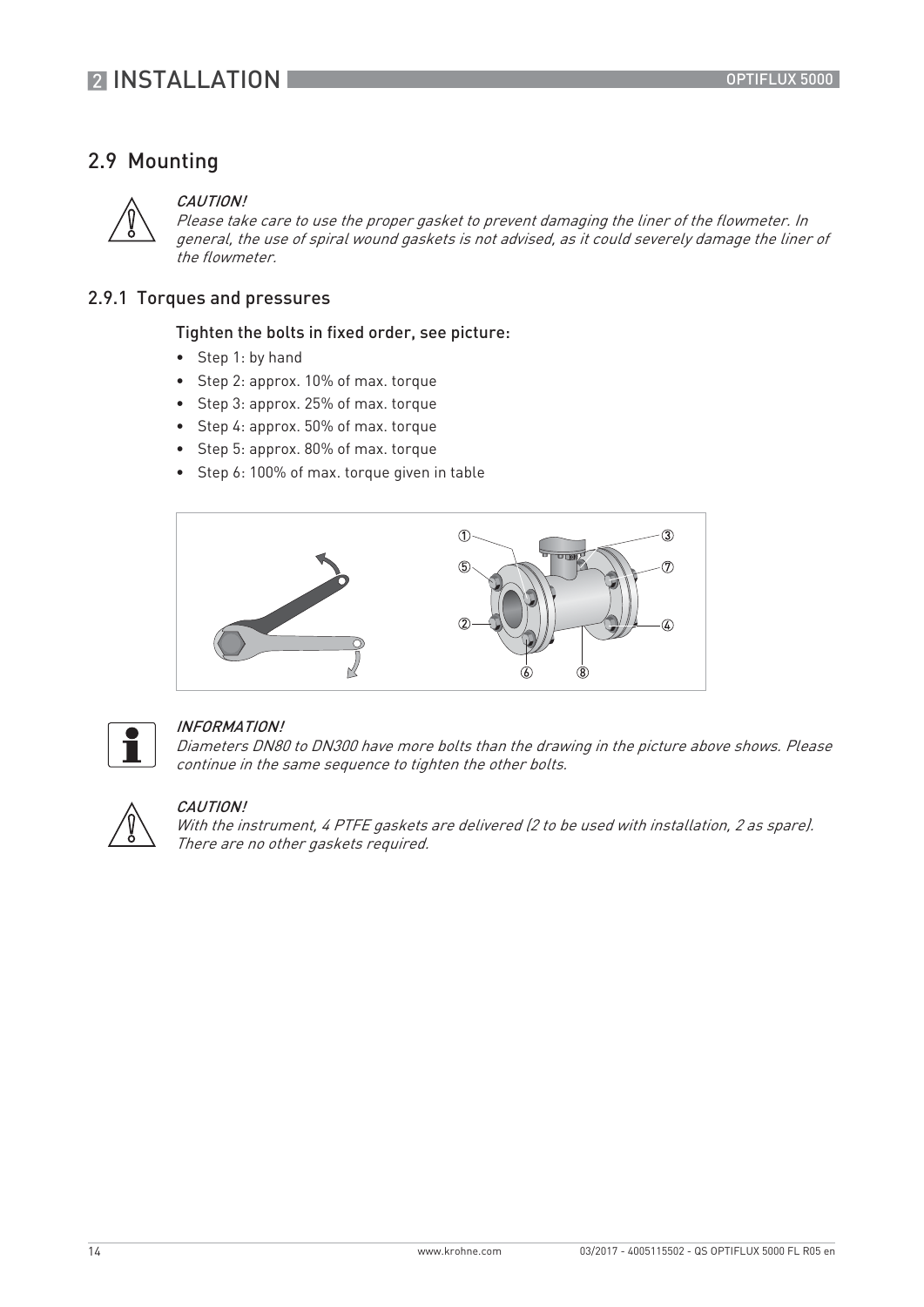## 2.9 Mounting

*CAUTION!*
*Please take care to use the proper gasket to prevent damaging the liner of the flowmeter. In general, the use of spiral wound gaskets is not advised, as it could severely damage the liner of the flowmeter.*

### 2.9.1 Torques and pressures

Tighten the bolts in fixed order, see picture:

- Step 1: by hand
- Step 2: approx. 10% of max. torque
- Step 3: approx. 25% of max. torque
- Step 4: approx. 50% of max. torque
- Step 5: approx. 80% of max. torque
- Step 6: 100% of max. torque given in table

*INFORMATION!*
*Diameters DN80 to DN300 have more bolts than the drawing in the picture above shows. Please continue in the same sequence to tighten the other bolts.*

*CAUTION!*
*With the instrument, 4 PTFE gaskets are delivered (2 to be used with installation, 2 as spare). There are no other gaskets required.*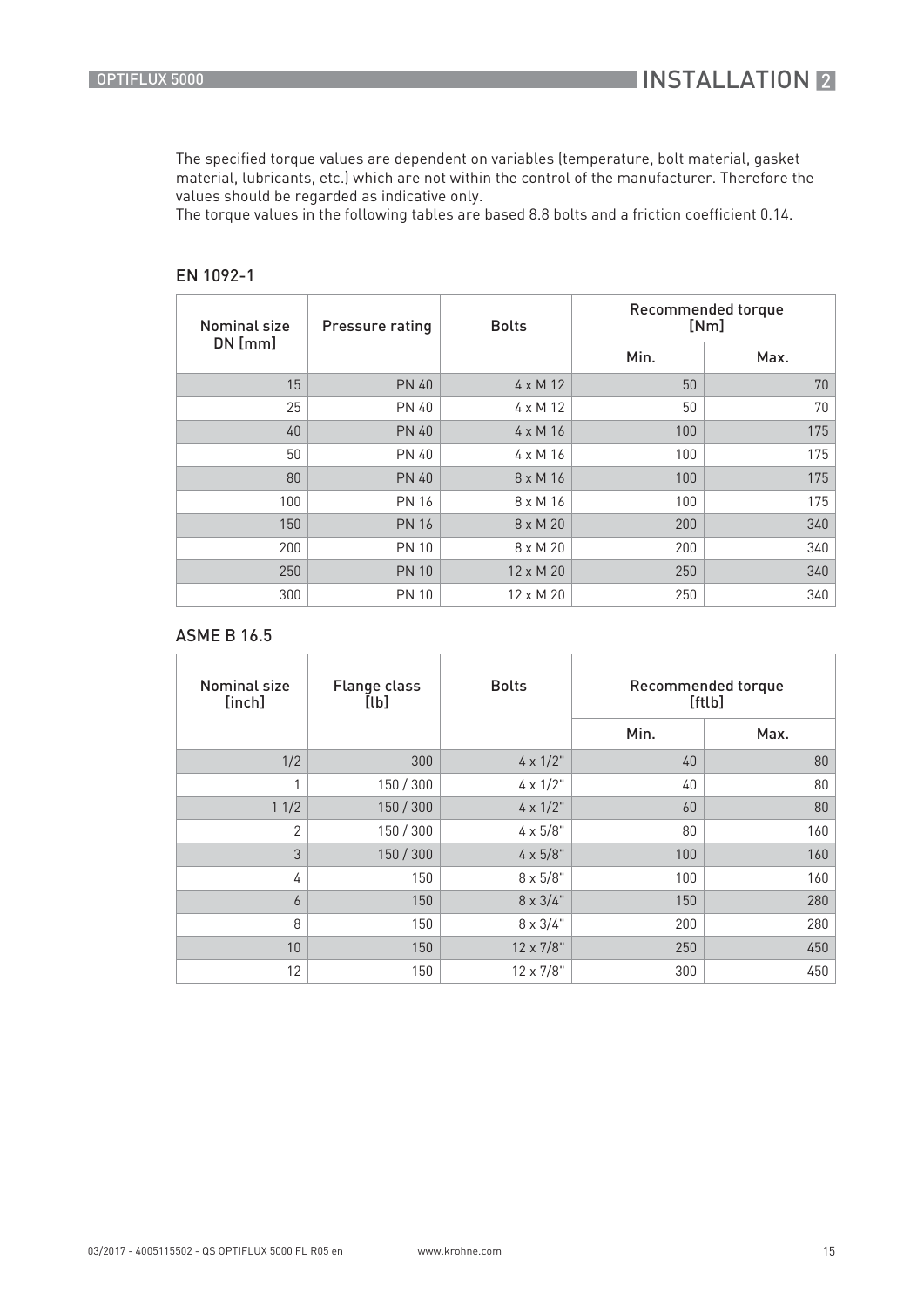The specified torque values are dependent on variables (temperature, bolt material, gasket material, lubricants, etc.) which are not within the control of the manufacturer. Therefore the values should be regarded as indicative only.
The torque values in the following tables are based 8.8 bolts and a friction coefficient 0.14.

### EN 1092-1

| Nominal size DN [mm] | Pressure rating | Bolts | Recommended torque [Nm] | |
|---|---|---|---|---|
| | | | Min. | Max. |
| 15 | PN 40 | 4 x M 12 | 50 | 70 |
| 25 | PN 40 | 4 x M 12 | 50 | 70 |
| 40 | PN 40 | 4 x M 16 | 100 | 175 |
| 50 | PN 40 | 4 x M 16 | 100 | 175 |
| 80 | PN 40 | 8 x M 16 | 100 | 175 |
| 100 | PN 16 | 8 x M 16 | 100 | 175 |
| 150 | PN 16 | 8 x M 20 | 200 | 340 |
| 200 | PN 10 | 8 x M 20 | 200 | 340 |
| 250 | PN 10 | 12 x M 20 | 250 | 340 |
| 300 | PN 10 | 12 x M 20 | 250 | 340 |

### ASME B 16.5

| Nominal size [inch] | Flange class [lb] | Bolts | Recommended torque [ftlb] | |
|---|---|---|---|---|
| | | | Min. | Max. |
| 1/2 | 300 | 4 x 1/2" | 40 | 80 |
| 1 | 150 / 300 | 4 x 1/2" | 40 | 80 |
| 1 1/2 | 150 / 300 | 4 x 1/2" | 60 | 80 |
| 2 | 150 / 300 | 4 x 5/8" | 80 | 160 |
| 3 | 150 / 300 | 4 x 5/8" | 100 | 160 |
| 4 | 150 | 8 x 5/8" | 100 | 160 |
| 6 | 150 | 8 x 3/4" | 150 | 280 |
| 8 | 150 | 8 x 3/4" | 200 | 280 |
| 10 | 150 | 12 x 7/8" | 250 | 450 |
| 12 | 150 | 12 x 7/8" | 300 | 450 |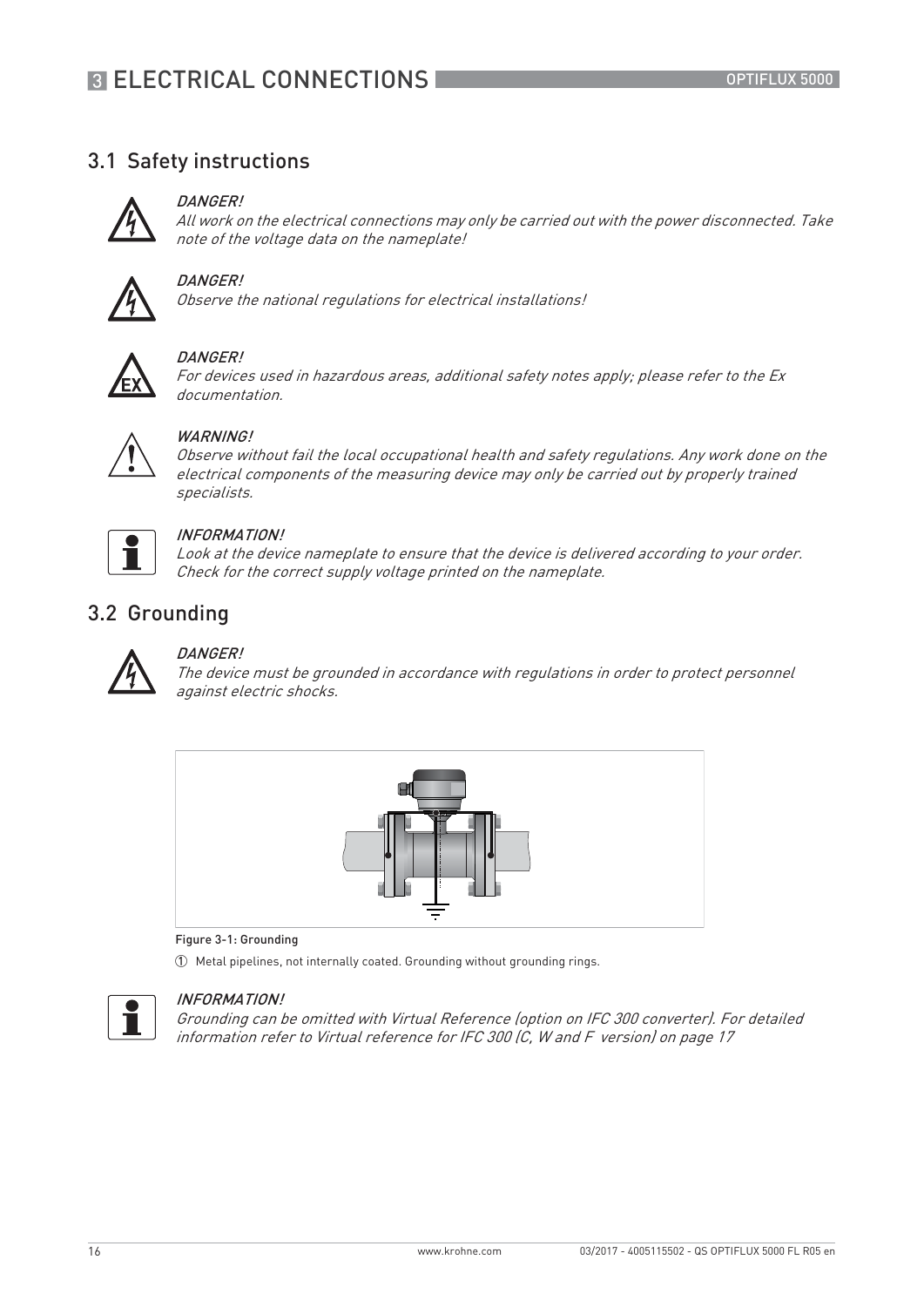## 3.1 Safety instructions

*DANGER!*
*All work on the electrical connections may only be carried out with the power disconnected. Take note of the voltage data on the nameplate!*

*DANGER!*
*Observe the national regulations for electrical installations!*

*DANGER!*
*For devices used in hazardous areas, additional safety notes apply; please refer to the Ex documentation.*

*WARNING!*
*Observe without fail the local occupational health and safety regulations. Any work done on the electrical components of the measuring device may only be carried out by properly trained specialists.*

*INFORMATION!*
*Look at the device nameplate to ensure that the device is delivered according to your order. Check for the correct supply voltage printed on the nameplate.*

## 3.2 Grounding

*DANGER!*
*The device must be grounded in accordance with regulations in order to protect personnel against electric shocks.*

Figure 3-1: Grounding

① Metal pipelines, not internally coated. Grounding without grounding rings.

*INFORMATION!*
*Grounding can be omitted with Virtual Reference (option on IFC 300 converter). For detailed information refer to Virtual reference for IFC 300 (C, W and F version) on page 17*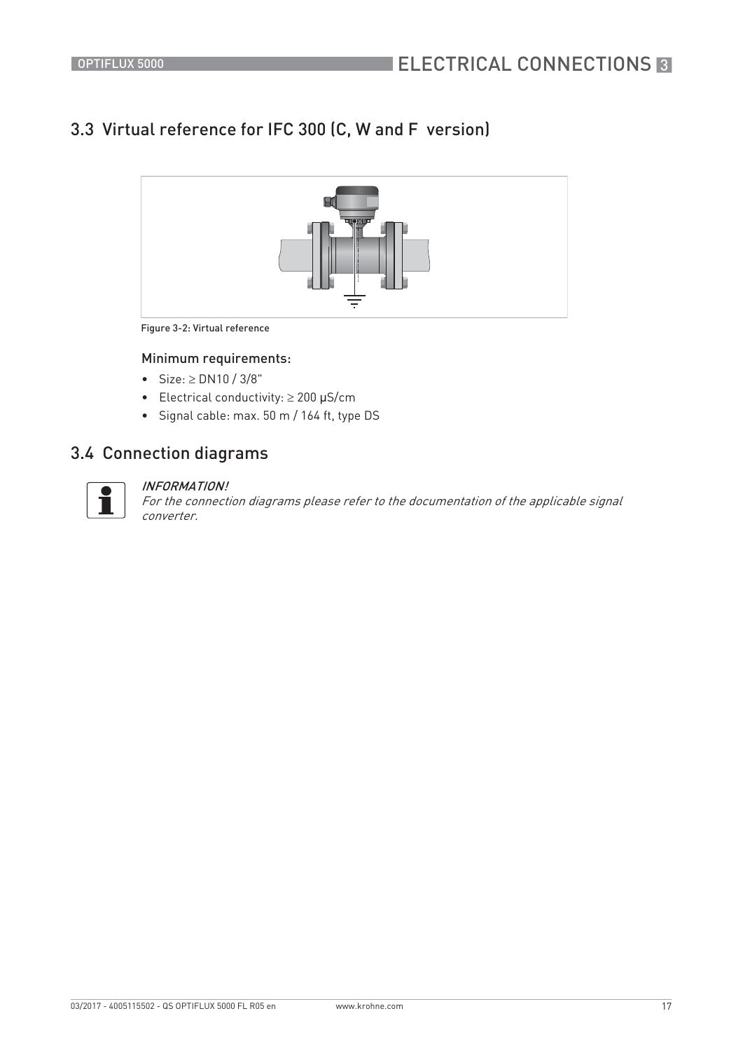## 3.3 Virtual reference for IFC 300 (C, W and F version)

Figure 3-2: Virtual reference

### Minimum requirements:

- Size: ≥ DN10 / 3/8"
- Electrical conductivity: ≥ 200 μS/cm
- Signal cable: max. 50 m / 164 ft, type DS

## 3.4 Connection diagrams

*INFORMATION!*
*For the connection diagrams please refer to the documentation of the applicable signal converter.*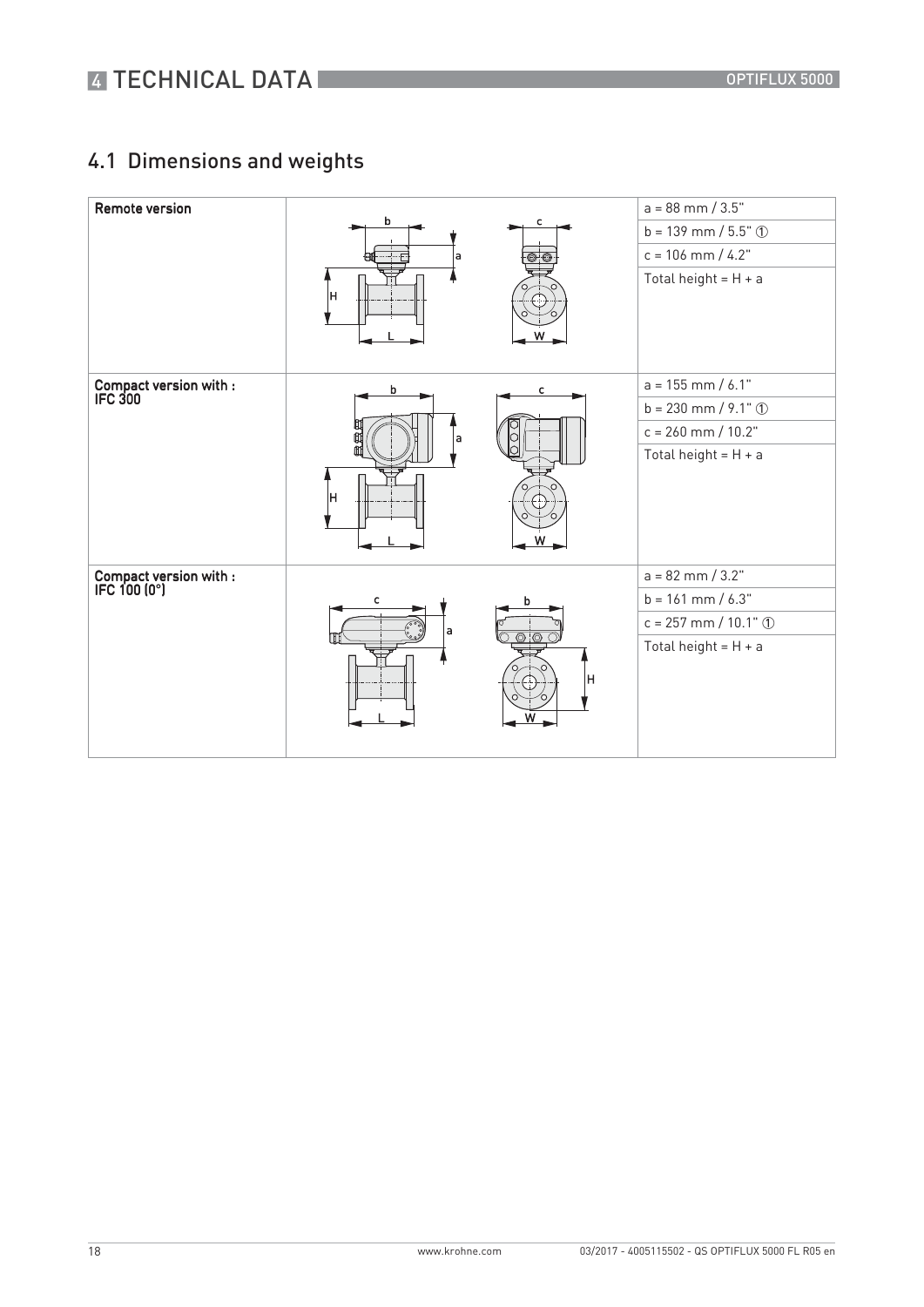## 4.1 Dimensions and weights

| | | |
|---|---|---|
| **Remote version** | | a = 88 mm / 3.5"<br>b = 139 mm / 5.5" ①<br>c = 106 mm / 4.2"<br>Total height = H + a |
| **Compact version with : IFC 300** | | a = 155 mm / 6.1"<br>b = 230 mm / 9.1" ①<br>c = 260 mm / 10.2"<br>Total height = H + a |
| **Compact version with : IFC 100 (0°)** | | a = 82 mm / 3.2"<br>b = 161 mm / 6.3"<br>c = 257 mm / 10.1" ①<br>Total height = H + a |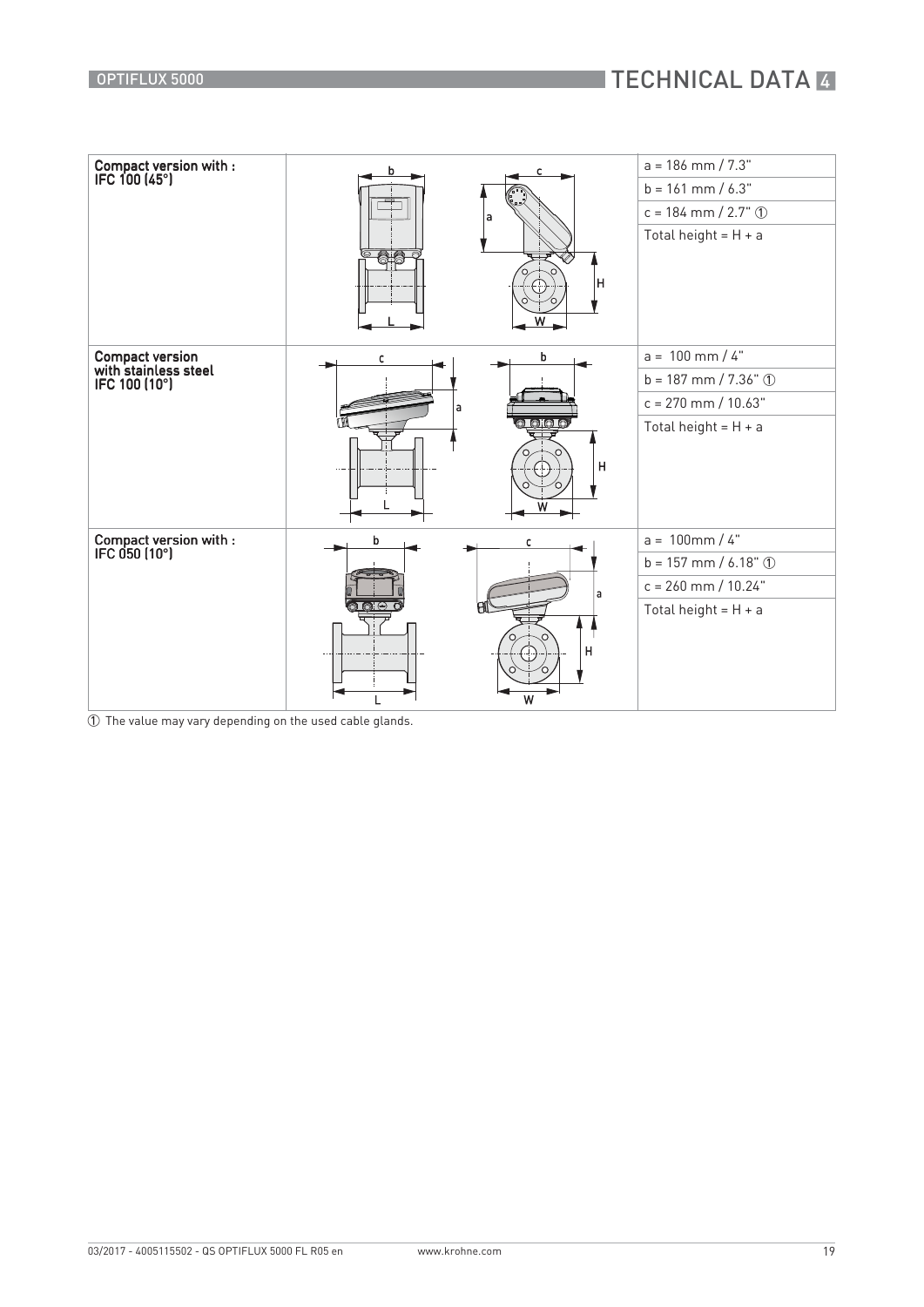| Compact version with : IFC 100 (45°) | | a = 186 mm / 7.3" |
|---|---|---|
| | | b = 161 mm / 6.3" |
| | | c = 184 mm / 2.7" ① |
| | | Total height = H + a |
| **Compact version with stainless steel IFC 100 (10°)** | | a = 100 mm / 4" |
| | | b = 187 mm / 7.36" ① |
| | | c = 270 mm / 10.63" |
| | | Total height = H + a |
| **Compact version with : IFC 050 (10°)** | | a = 100mm / 4" |
| | | b = 157 mm / 6.18" ① |
| | | c = 260 mm / 10.24" |
| | | Total height = H + a |

① The value may vary depending on the used cable glands.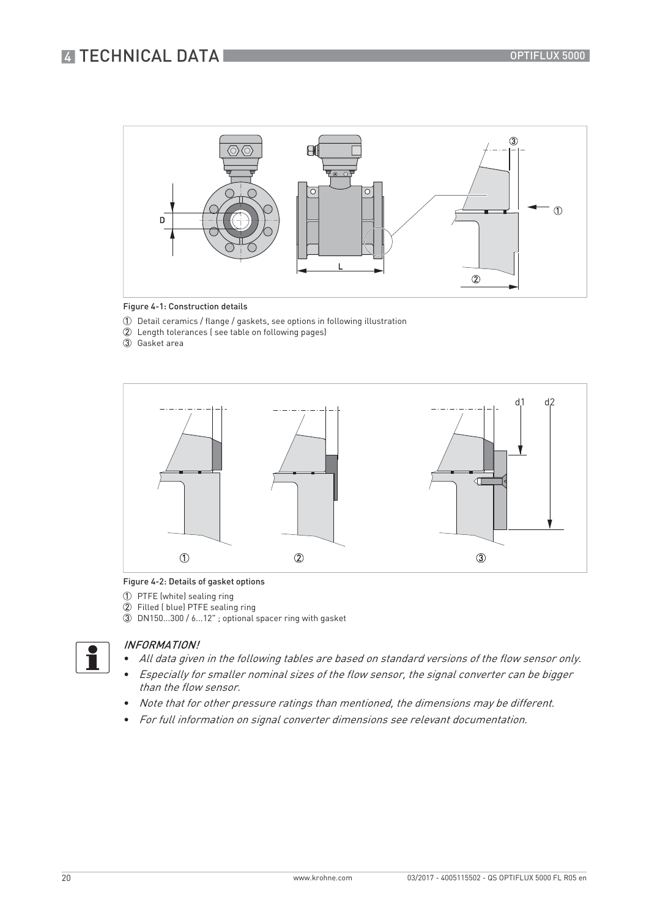Figure 4-1: Construction details

① Detail ceramics / flange / gaskets, see options in following illustration
② Length tolerances ( see table on following pages)
③ Gasket area

Figure 4-2: Details of gasket options

① PTFE (white) sealing ring
② Filled ( blue) PTFE sealing ring
③ DN150...300 / 6...12" ; optional spacer ring with gasket

*INFORMATION!*

- *All data given in the following tables are based on standard versions of the flow sensor only.*
- *Especially for smaller nominal sizes of the flow sensor, the signal converter can be bigger than the flow sensor.*
- *Note that for other pressure ratings than mentioned, the dimensions may be different.*
- *For full information on signal converter dimensions see relevant documentation.*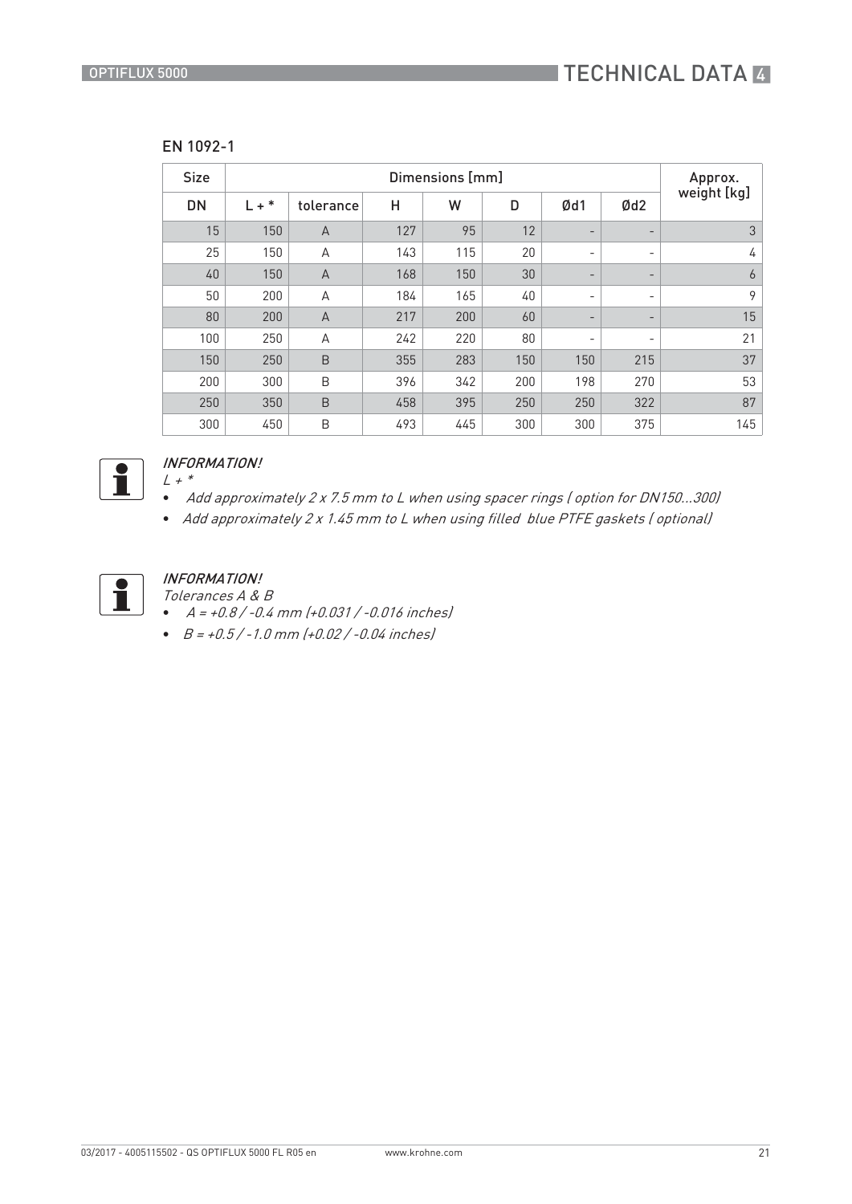## EN 1092-1

| Size | Dimensions [mm] | | | | | | | Approx. weight [kg] |
|---|---|---|---|---|---|---|---|---|
| DN | L + * | tolerance | H | W | D | Ød1 | Ød2 | |
| 15 | 150 | A | 127 | 95 | 12 | - | - | 3 |
| 25 | 150 | A | 143 | 115 | 20 | - | - | 4 |
| 40 | 150 | A | 168 | 150 | 30 | - | - | 6 |
| 50 | 200 | A | 184 | 165 | 40 | - | - | 9 |
| 80 | 200 | A | 217 | 200 | 60 | - | - | 15 |
| 100 | 250 | A | 242 | 220 | 80 | - | - | 21 |
| 150 | 250 | B | 355 | 283 | 150 | 150 | 215 | 37 |
| 200 | 300 | B | 396 | 342 | 200 | 198 | 270 | 53 |
| 250 | 350 | B | 458 | 395 | 250 | 250 | 322 | 87 |
| 300 | 450 | B | 493 | 445 | 300 | 300 | 375 | 145 |

*INFORMATION!*

*L + **

- *Add approximately 2 x 7.5 mm to L when using spacer rings ( option for DN150...300)*
- *Add approximately 2 x 1.45 mm to L when using filled blue PTFE gaskets ( optional)*

*INFORMATION!*

*Tolerances A & B*

- *A = +0.8 / -0.4 mm (+0.031 / -0.016 inches)*
- *B = +0.5 / -1.0 mm (+0.02 / -0.04 inches)*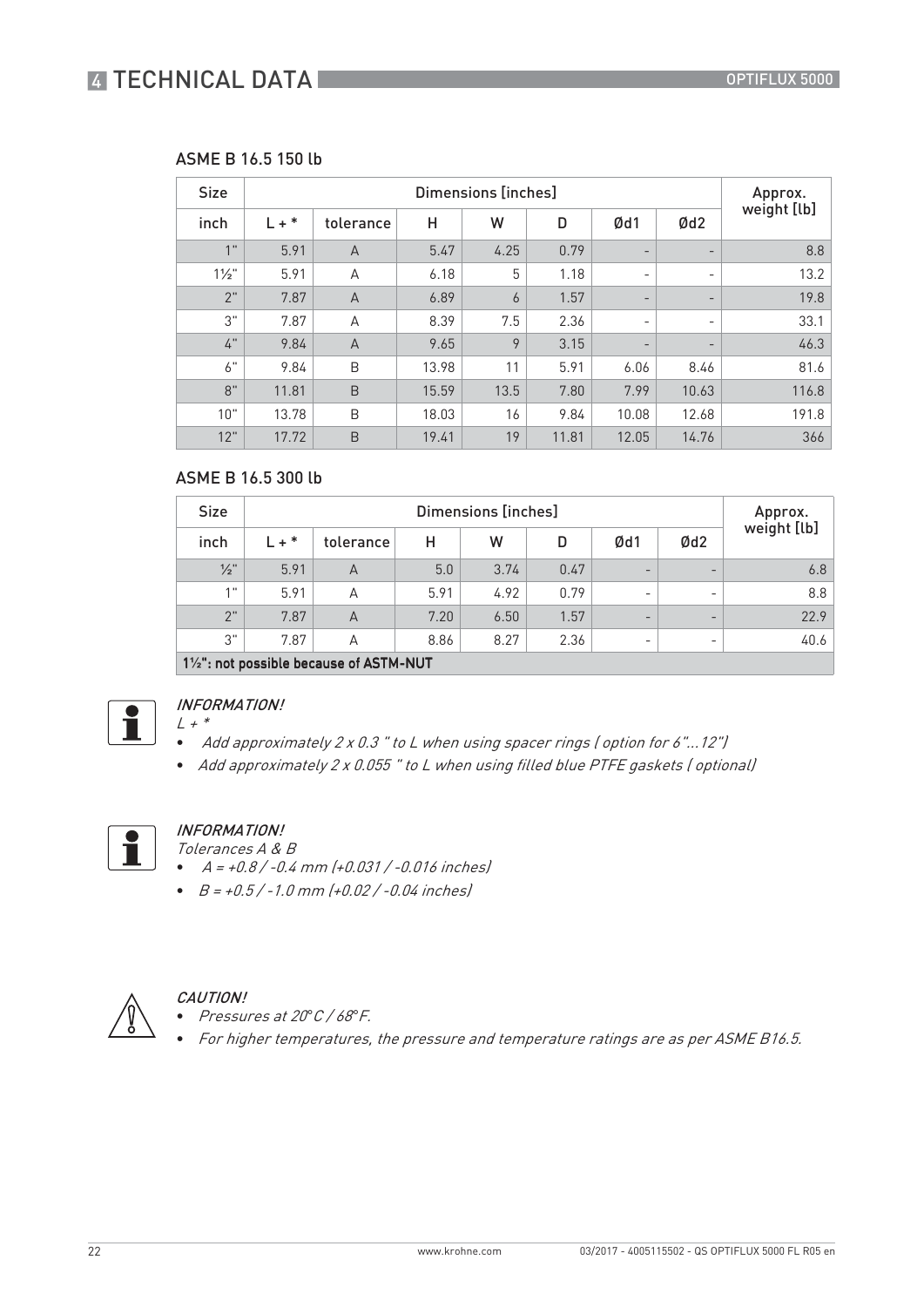### ASME B 16.5 150 lb

| Size | Dimensions [inches] | | | | | | | Approx. weight [lb] |
|---|---|---|---|---|---|---|---|---|
| inch | L + * | tolerance | H | W | D | Ød1 | Ød2 | |
| 1" | 5.91 | A | 5.47 | 4.25 | 0.79 | - | - | 8.8 |
| 1½" | 5.91 | A | 6.18 | 5 | 1.18 | - | - | 13.2 |
| 2" | 7.87 | A | 6.89 | 6 | 1.57 | - | - | 19.8 |
| 3" | 7.87 | A | 8.39 | 7.5 | 2.36 | - | - | 33.1 |
| 4" | 9.84 | A | 9.65 | 9 | 3.15 | - | - | 46.3 |
| 6" | 9.84 | B | 13.98 | 11 | 5.91 | 6.06 | 8.46 | 81.6 |
| 8" | 11.81 | B | 15.59 | 13.5 | 7.80 | 7.99 | 10.63 | 116.8 |
| 10" | 13.78 | B | 18.03 | 16 | 9.84 | 10.08 | 12.68 | 191.8 |
| 12" | 17.72 | B | 19.41 | 19 | 11.81 | 12.05 | 14.76 | 366 |

### ASME B 16.5 300 lb

| Size | Dimensions [inches] | | | | | | | Approx. weight [lb] |
|---|---|---|---|---|---|---|---|---|
| inch | L + * | tolerance | H | W | D | Ød1 | Ød2 | |
| ½" | 5.91 | A | 5.0 | 3.74 | 0.47 | - | - | 6.8 |
| 1" | 5.91 | A | 5.91 | 4.92 | 0.79 | - | - | 8.8 |
| 2" | 7.87 | A | 7.20 | 6.50 | 1.57 | - | - | 22.9 |
| 3" | 7.87 | A | 8.86 | 8.27 | 2.36 | - | - | 40.6 |
| **1½": not possible because of ASTM-NUT** | | | | | | | | |

***INFORMATION!***

*L + **

- *Add approximately 2 x 0.3 " to L when using spacer rings ( option for 6"...12")*
- *Add approximately 2 x 0.055 " to L when using filled blue PTFE gaskets ( optional)*

***INFORMATION!***

*Tolerances A & B*

- *A = +0.8 / -0.4 mm (+0.031 / -0.016 inches)*
- *B = +0.5 / -1.0 mm (+0.02 / -0.04 inches)*

***CAUTION!***

- *Pressures at 20°C / 68°F.*
- *For higher temperatures, the pressure and temperature ratings are as per ASME B16.5.*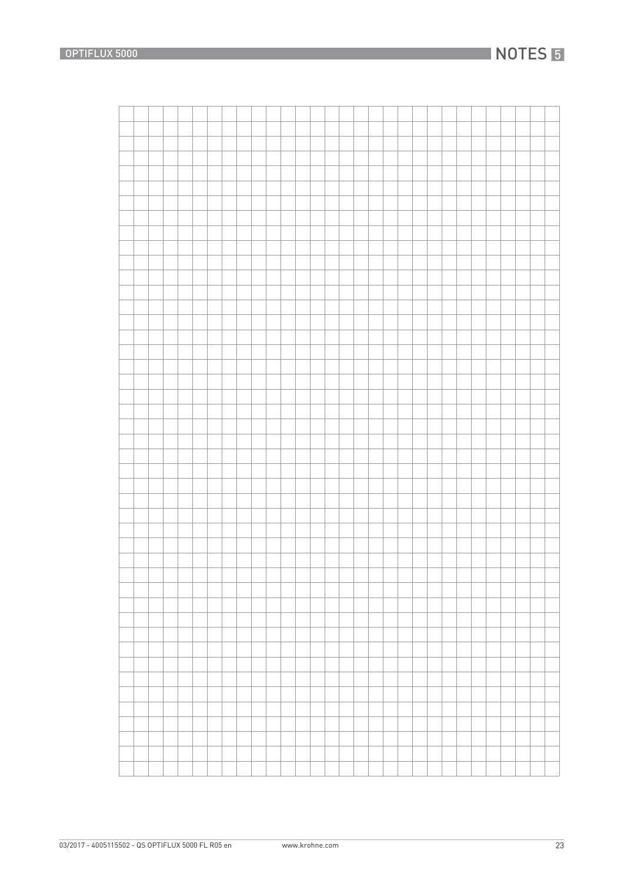# NOTES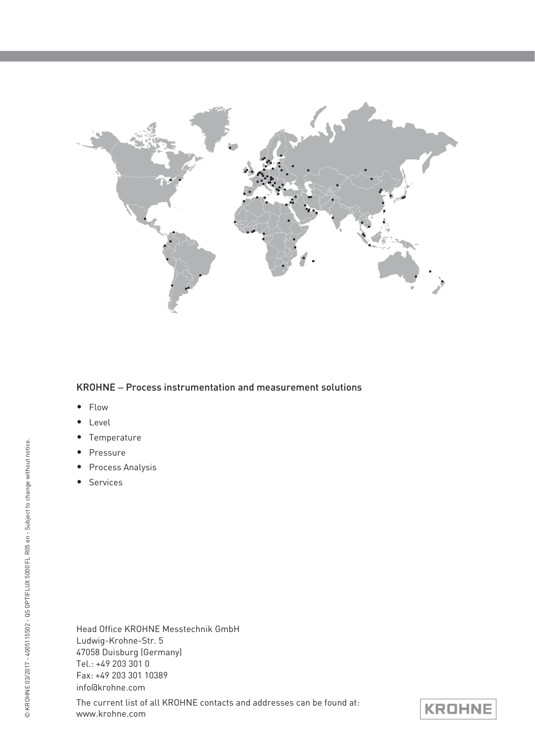## KROHNE – Process instrumentation and measurement solutions

- Flow
- Level
- Temperature
- Pressure
- Process Analysis
- Services

Head Office KROHNE Messtechnik GmbH
Ludwig-Krohne-Str. 5
47058 Duisburg (Germany)
Tel.: +49 203 301 0
Fax: +49 203 301 10389
info@krohne.com

The current list of all KROHNE contacts and addresses can be found at:
www.krohne.com

© KROHNE 03/2017 - 4005115502 - QS OPTIFLUX 5000 FL R05 en - Subject to change without notice.